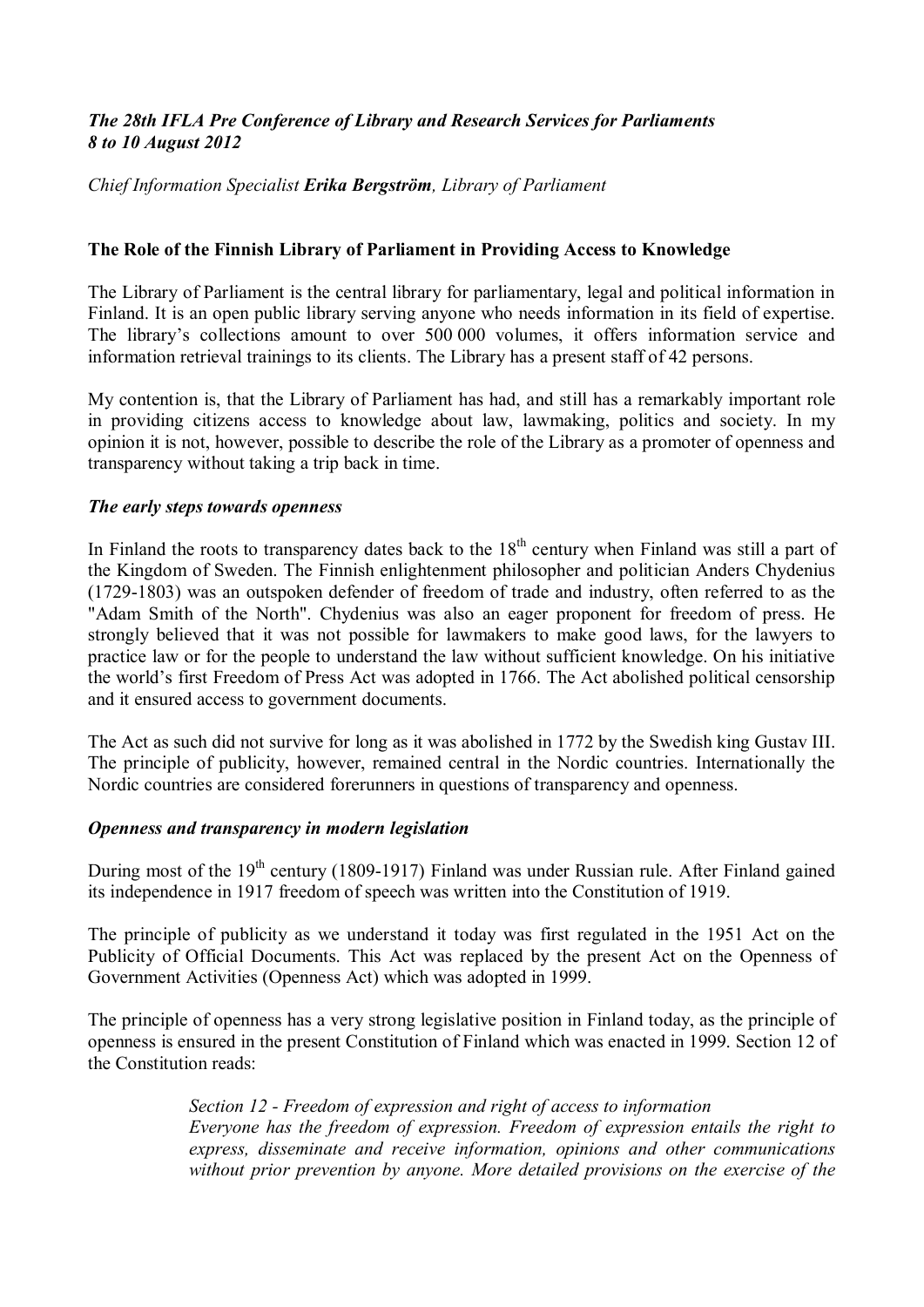*The 28th IFLA Pre Conference of Library and Research Services for Parliaments*
*8 to 10 August 2012*

*Chief Information Specialist **Erika Bergström**, Library of Parliament*

## The Role of the Finnish Library of Parliament in Providing Access to Knowledge

The Library of Parliament is the central library for parliamentary, legal and political information in Finland. It is an open public library serving anyone who needs information in its field of expertise. The library's collections amount to over 500 000 volumes, it offers information service and information retrieval trainings to its clients. The Library has a present staff of 42 persons.

My contention is, that the Library of Parliament has had, and still has a remarkably important role in providing citizens access to knowledge about law, lawmaking, politics and society. In my opinion it is not, however, possible to describe the role of the Library as a promoter of openness and transparency without taking a trip back in time.

### *The early steps towards openness*

In Finland the roots to transparency dates back to the 18th century when Finland was still a part of the Kingdom of Sweden. The Finnish enlightenment philosopher and politician Anders Chydenius (1729-1803) was an outspoken defender of freedom of trade and industry, often referred to as the "Adam Smith of the North". Chydenius was also an eager proponent for freedom of press. He strongly believed that it was not possible for lawmakers to make good laws, for the lawyers to practice law or for the people to understand the law without sufficient knowledge. On his initiative the world's first Freedom of Press Act was adopted in 1766. The Act abolished political censorship and it ensured access to government documents.

The Act as such did not survive for long as it was abolished in 1772 by the Swedish king Gustav III. The principle of publicity, however, remained central in the Nordic countries. Internationally the Nordic countries are considered forerunners in questions of transparency and openness.

### *Openness and transparency in modern legislation*

During most of the 19th century (1809-1917) Finland was under Russian rule. After Finland gained its independence in 1917 freedom of speech was written into the Constitution of 1919.

The principle of publicity as we understand it today was first regulated in the 1951 Act on the Publicity of Official Documents. This Act was replaced by the present Act on the Openness of Government Activities (Openness Act) which was adopted in 1999.

The principle of openness has a very strong legislative position in Finland today, as the principle of openness is ensured in the present Constitution of Finland which was enacted in 1999. Section 12 of the Constitution reads:

> *Section 12 - Freedom of expression and right of access to information*
> *Everyone has the freedom of expression. Freedom of expression entails the right to express, disseminate and receive information, opinions and other communications without prior prevention by anyone. More detailed provisions on the exercise of the*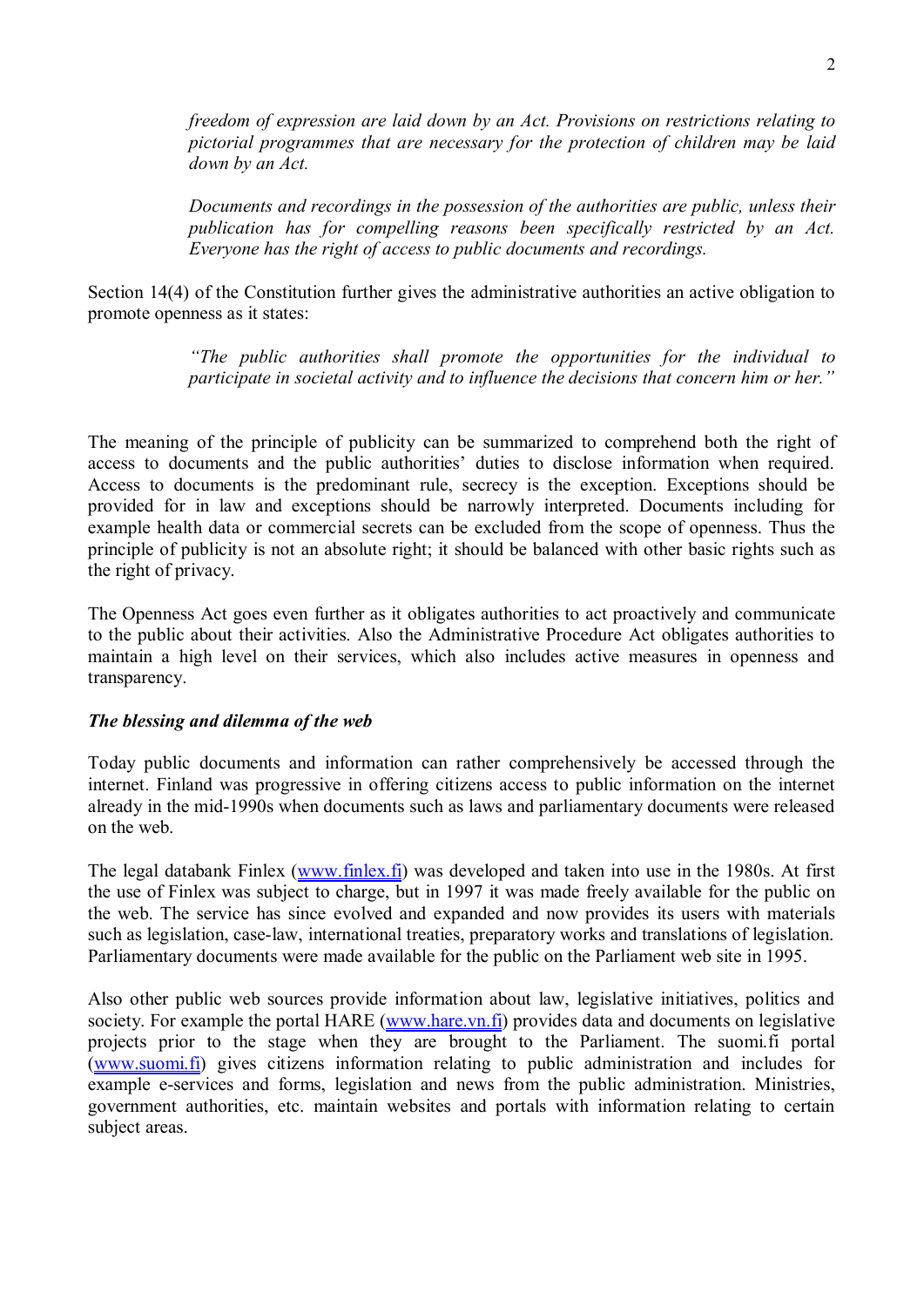> *freedom of expression are laid down by an Act. Provisions on restrictions relating to pictorial programmes that are necessary for the protection of children may be laid down by an Act.*
>
> *Documents and recordings in the possession of the authorities are public, unless their publication has for compelling reasons been specifically restricted by an Act. Everyone has the right of access to public documents and recordings.*

Section 14(4) of the Constitution further gives the administrative authorities an active obligation to promote openness as it states:

> *"The public authorities shall promote the opportunities for the individual to participate in societal activity and to influence the decisions that concern him or her."*

The meaning of the principle of publicity can be summarized to comprehend both the right of access to documents and the public authorities' duties to disclose information when required. Access to documents is the predominant rule, secrecy is the exception. Exceptions should be provided for in law and exceptions should be narrowly interpreted. Documents including for example health data or commercial secrets can be excluded from the scope of openness. Thus the principle of publicity is not an absolute right; it should be balanced with other basic rights such as the right of privacy.

The Openness Act goes even further as it obligates authorities to act proactively and communicate to the public about their activities. Also the Administrative Procedure Act obligates authorities to maintain a high level on their services, which also includes active measures in openness and transparency.

### *The blessing and dilemma of the web*

Today public documents and information can rather comprehensively be accessed through the internet. Finland was progressive in offering citizens access to public information on the internet already in the mid-1990s when documents such as laws and parliamentary documents were released on the web.

The legal databank Finlex (www.finlex.fi) was developed and taken into use in the 1980s. At first the use of Finlex was subject to charge, but in 1997 it was made freely available for the public on the web. The service has since evolved and expanded and now provides its users with materials such as legislation, case-law, international treaties, preparatory works and translations of legislation. Parliamentary documents were made available for the public on the Parliament web site in 1995.

Also other public web sources provide information about law, legislative initiatives, politics and society. For example the portal HARE (www.hare.vn.fi) provides data and documents on legislative projects prior to the stage when they are brought to the Parliament. The suomi.fi portal (www.suomi.fi) gives citizens information relating to public administration and includes for example e-services and forms, legislation and news from the public administration. Ministries, government authorities, etc. maintain websites and portals with information relating to certain subject areas.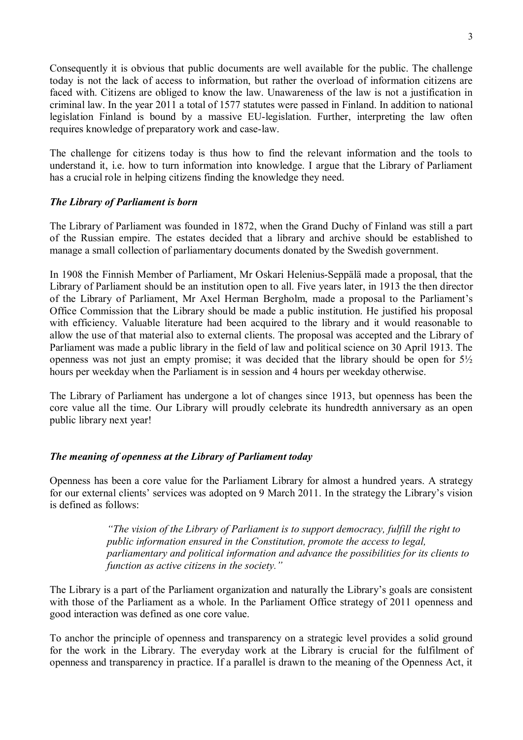Consequently it is obvious that public documents are well available for the public. The challenge today is not the lack of access to information, but rather the overload of information citizens are faced with. Citizens are obliged to know the law. Unawareness of the law is not a justification in criminal law. In the year 2011 a total of 1577 statutes were passed in Finland. In addition to national legislation Finland is bound by a massive EU-legislation. Further, interpreting the law often requires knowledge of preparatory work and case-law.

The challenge for citizens today is thus how to find the relevant information and the tools to understand it, i.e. how to turn information into knowledge. I argue that the Library of Parliament has a crucial role in helping citizens finding the knowledge they need.

### *The Library of Parliament is born*

The Library of Parliament was founded in 1872, when the Grand Duchy of Finland was still a part of the Russian empire. The estates decided that a library and archive should be established to manage a small collection of parliamentary documents donated by the Swedish government.

In 1908 the Finnish Member of Parliament, Mr Oskari Helenius-Seppälä made a proposal, that the Library of Parliament should be an institution open to all. Five years later, in 1913 the then director of the Library of Parliament, Mr Axel Herman Bergholm, made a proposal to the Parliament's Office Commission that the Library should be made a public institution. He justified his proposal with efficiency. Valuable literature had been acquired to the library and it would reasonable to allow the use of that material also to external clients. The proposal was accepted and the Library of Parliament was made a public library in the field of law and political science on 30 April 1913. The openness was not just an empty promise; it was decided that the library should be open for 5½ hours per weekday when the Parliament is in session and 4 hours per weekday otherwise.

The Library of Parliament has undergone a lot of changes since 1913, but openness has been the core value all the time. Our Library will proudly celebrate its hundredth anniversary as an open public library next year!

### *The meaning of openness at the Library of Parliament today*

Openness has been a core value for the Parliament Library for almost a hundred years. A strategy for our external clients' services was adopted on 9 March 2011. In the strategy the Library's vision is defined as follows:

> *"The vision of the Library of Parliament is to support democracy, fulfill the right to public information ensured in the Constitution, promote the access to legal, parliamentary and political information and advance the possibilities for its clients to function as active citizens in the society."*

The Library is a part of the Parliament organization and naturally the Library's goals are consistent with those of the Parliament as a whole. In the Parliament Office strategy of 2011 openness and good interaction was defined as one core value.

To anchor the principle of openness and transparency on a strategic level provides a solid ground for the work in the Library. The everyday work at the Library is crucial for the fulfilment of openness and transparency in practice. If a parallel is drawn to the meaning of the Openness Act, it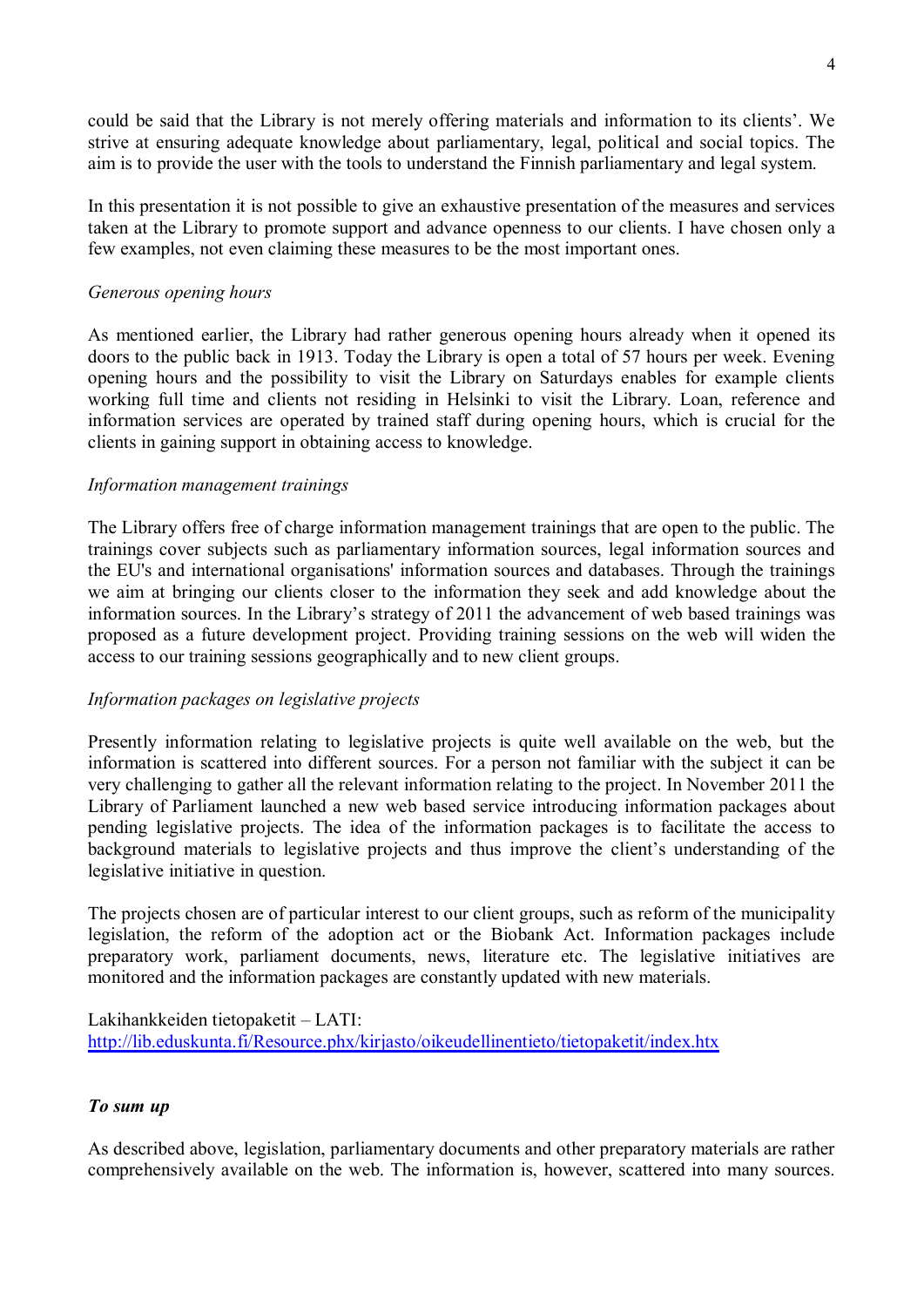could be said that the Library is not merely offering materials and information to its clients'. We strive at ensuring adequate knowledge about parliamentary, legal, political and social topics. The aim is to provide the user with the tools to understand the Finnish parliamentary and legal system.

In this presentation it is not possible to give an exhaustive presentation of the measures and services taken at the Library to promote support and advance openness to our clients. I have chosen only a few examples, not even claiming these measures to be the most important ones.

*Generous opening hours*

As mentioned earlier, the Library had rather generous opening hours already when it opened its doors to the public back in 1913. Today the Library is open a total of 57 hours per week. Evening opening hours and the possibility to visit the Library on Saturdays enables for example clients working full time and clients not residing in Helsinki to visit the Library. Loan, reference and information services are operated by trained staff during opening hours, which is crucial for the clients in gaining support in obtaining access to knowledge.

*Information management trainings*

The Library offers free of charge information management trainings that are open to the public. The trainings cover subjects such as parliamentary information sources, legal information sources and the EU's and international organisations' information sources and databases. Through the trainings we aim at bringing our clients closer to the information they seek and add knowledge about the information sources. In the Library's strategy of 2011 the advancement of web based trainings was proposed as a future development project. Providing training sessions on the web will widen the access to our training sessions geographically and to new client groups.

*Information packages on legislative projects*

Presently information relating to legislative projects is quite well available on the web, but the information is scattered into different sources. For a person not familiar with the subject it can be very challenging to gather all the relevant information relating to the project. In November 2011 the Library of Parliament launched a new web based service introducing information packages about pending legislative projects. The idea of the information packages is to facilitate the access to background materials to legislative projects and thus improve the client's understanding of the legislative initiative in question.

The projects chosen are of particular interest to our client groups, such as reform of the municipality legislation, the reform of the adoption act or the Biobank Act. Information packages include preparatory work, parliament documents, news, literature etc. The legislative initiatives are monitored and the information packages are constantly updated with new materials.

Lakihankkeiden tietopaketit – LATI:
http://lib.eduskunta.fi/Resource.phx/kirjasto/oikeudellinentieto/tietopaketit/index.htx

***To sum up***

As described above, legislation, parliamentary documents and other preparatory materials are rather comprehensively available on the web. The information is, however, scattered into many sources.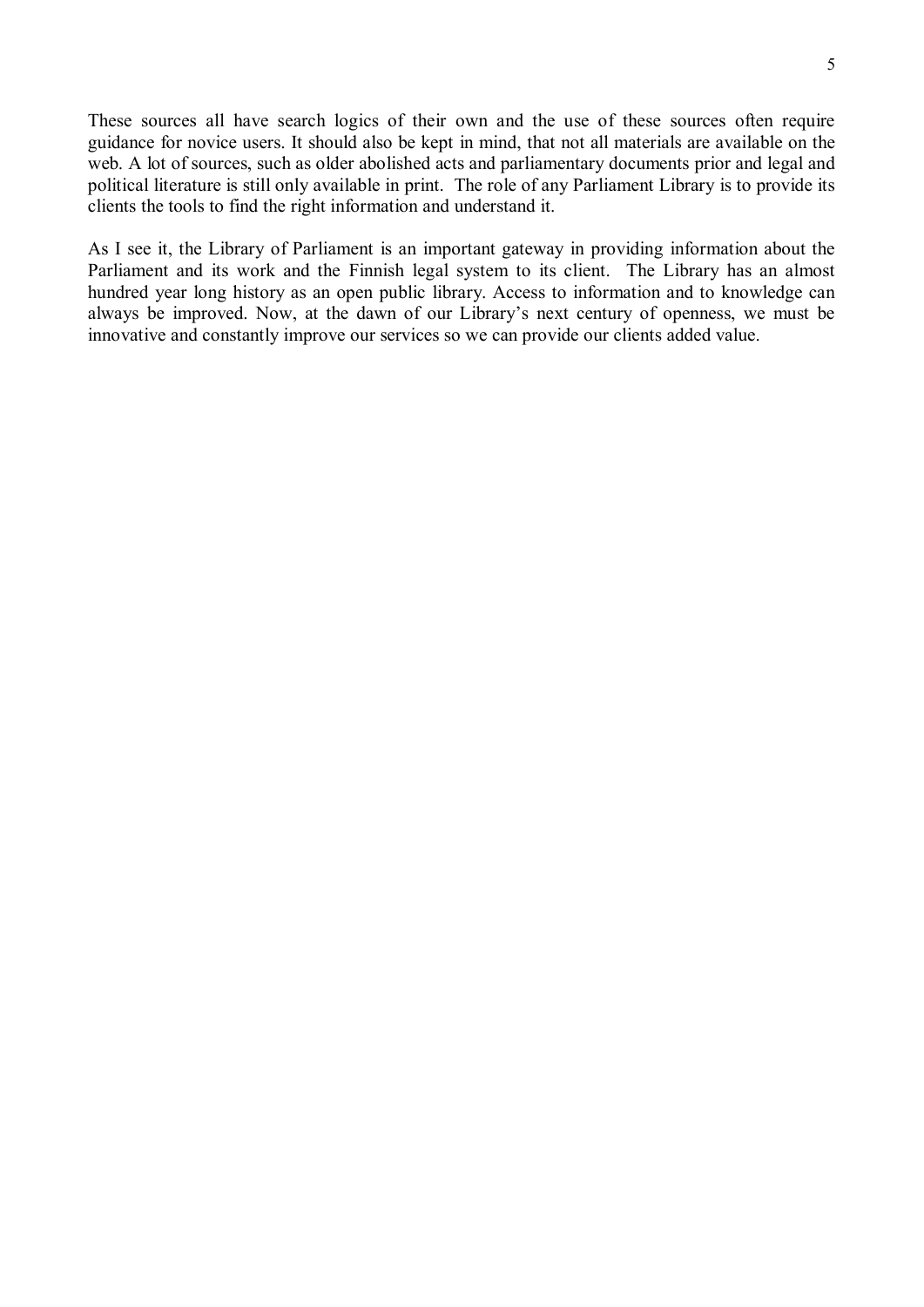These sources all have search logics of their own and the use of these sources often require guidance for novice users. It should also be kept in mind, that not all materials are available on the web. A lot of sources, such as older abolished acts and parliamentary documents prior and legal and political literature is still only available in print. The role of any Parliament Library is to provide its clients the tools to find the right information and understand it.

As I see it, the Library of Parliament is an important gateway in providing information about the Parliament and its work and the Finnish legal system to its client. The Library has an almost hundred year long history as an open public library. Access to information and to knowledge can always be improved. Now, at the dawn of our Library's next century of openness, we must be innovative and constantly improve our services so we can provide our clients added value.